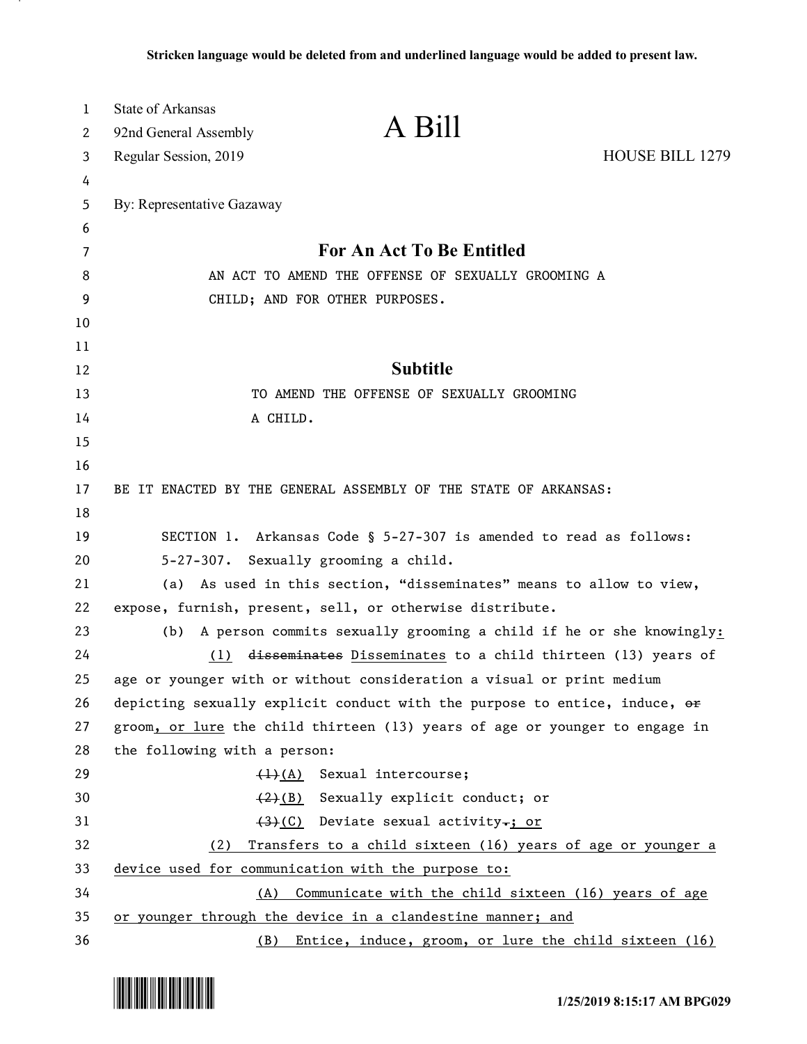**Stricken language would be deleted from and underlined language would be added to present law.**

State of Arkansas
92nd General Assembly
Regular Session, 2019

# A Bill

HOUSE BILL 1279

By: Representative Gazaway

## For An Act To Be Entitled

AN ACT TO AMEND THE OFFENSE OF SEXUALLY GROOMING A CHILD; AND FOR OTHER PURPOSES.

## Subtitle

TO AMEND THE OFFENSE OF SEXUALLY GROOMING A CHILD.

BE IT ENACTED BY THE GENERAL ASSEMBLY OF THE STATE OF ARKANSAS:

SECTION 1. Arkansas Code § 5-27-307 is amended to read as follows:

5-27-307. Sexually grooming a child.

(a) As used in this section, "disseminates" means to allow to view, expose, furnish, present, sell, or otherwise distribute.

(b) A person commits sexually grooming a child if he or she knowingly<u>:</u>

<u>(1)</u> ~~disseminates~~ <u>Disseminates</u> to a child thirteen (13) years of age or younger with or without consideration a visual or print medium depicting sexually explicit conduct with the purpose to entice, induce, ~~or~~ groom<u>, or lure</u> the child thirteen (13) years of age or younger to engage in the following with a person:

~~(1)~~<u>(A)</u> Sexual intercourse;

~~(2)~~<u>(B)</u> Sexually explicit conduct; or

~~(3)~~<u>(C)</u> Deviate sexual activity~~.~~<u>; or</u>

<u>(2) Transfers to a child sixteen (16) years of age or younger a device used for communication with the purpose to:</u>

<u>(A) Communicate with the child sixteen (16) years of age or younger through the device in a clandestine manner; and</u>

<u>(B) Entice, induce, groom, or lure the child sixteen (16)</u>

1/25/2019 8:15:17 AM BPG029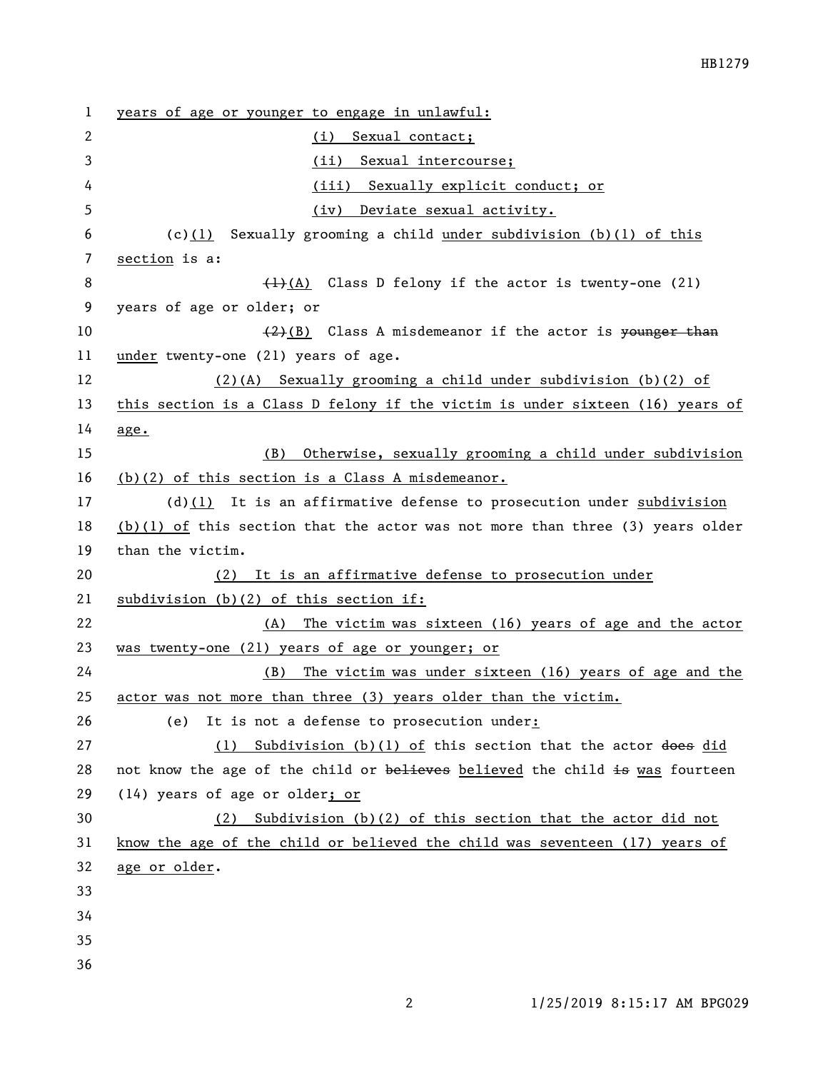years of age or younger to engage in unlawful:

(i) Sexual contact;

(ii) Sexual intercourse;

(iii) Sexually explicit conduct; or

(iv) Deviate sexual activity.

(c)(1) Sexually grooming a child under subdivision (b)(1) of this section is a:

~~(1)~~(A) Class D felony if the actor is twenty-one (21) years of age or older; or

~~(2)~~(B) Class A misdemeanor if the actor is ~~younger than~~ under twenty-one (21) years of age.

(2)(A) Sexually grooming a child under subdivision (b)(2) of this section is a Class D felony if the victim is under sixteen (16) years of age.

(B) Otherwise, sexually grooming a child under subdivision (b)(2) of this section is a Class A misdemeanor.

(d)(1) It is an affirmative defense to prosecution under subdivision (b)(1) of this section that the actor was not more than three (3) years older than the victim.

(2) It is an affirmative defense to prosecution under subdivision (b)(2) of this section if:

(A) The victim was sixteen (16) years of age and the actor was twenty-one (21) years of age or younger; or

(B) The victim was under sixteen (16) years of age and the actor was not more than three (3) years older than the victim.

(e) It is not a defense to prosecution under:

(1) Subdivision (b)(1) of this section that the actor ~~does~~ did not know the age of the child or ~~believes~~ believed the child ~~is~~ was fourteen (14) years of age or older; or

(2) Subdivision (b)(2) of this section that the actor did not know the age of the child or believed the child was seventeen (17) years of age or older.